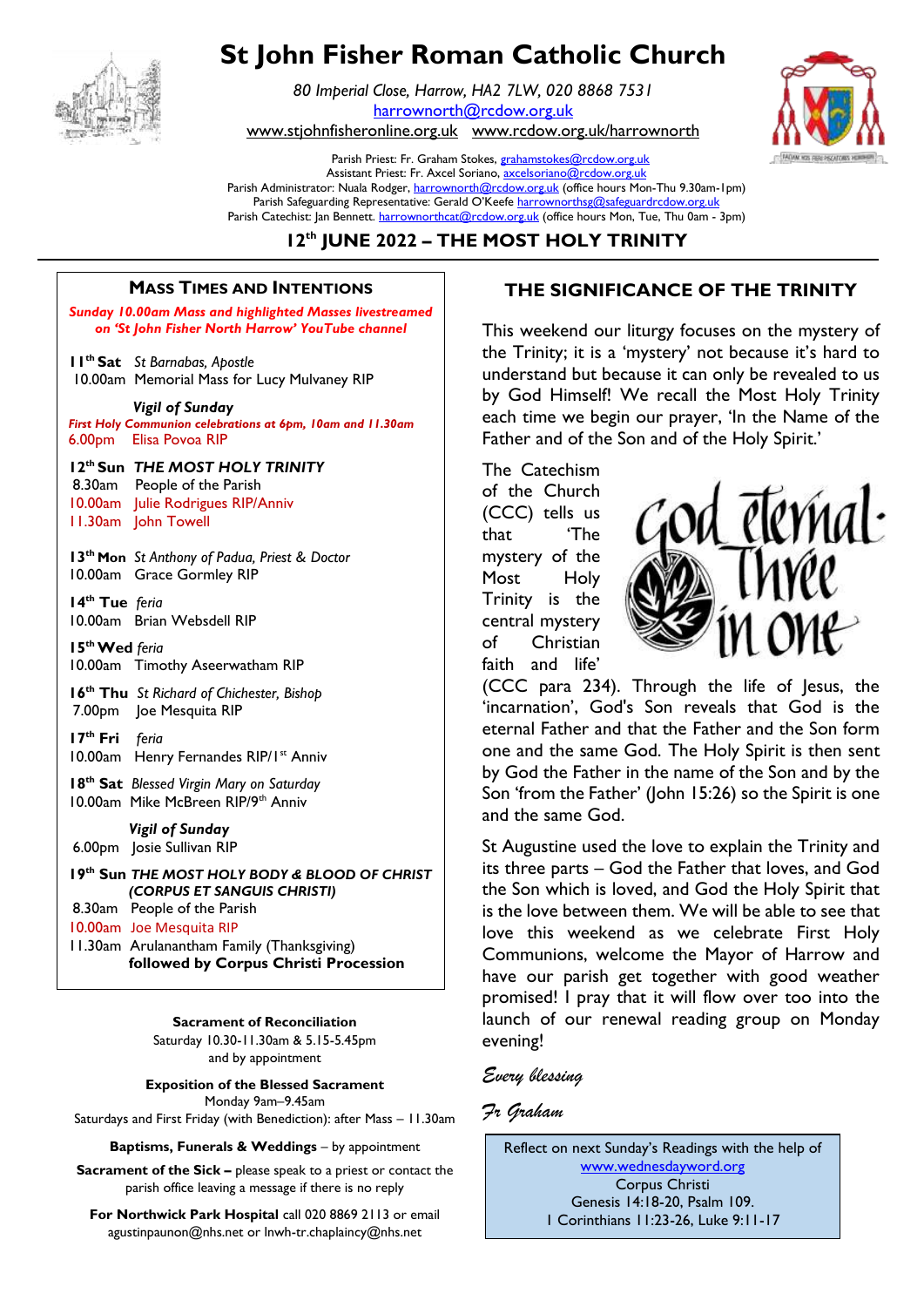# St John Fisher Roman Catholic Church

*80 Imperial Close, Harrow, HA2 7LW, 020 8868 7531*
harrownorth@rcdow.org.uk
www.stjohnfisheronline.org.uk www.rcdow.org.uk/harrownorth

Parish Priest: Fr. Graham Stokes, grahamstokes@rcdow.org.uk
Assistant Priest: Fr. Axcel Soriano, axcelsoriano@rcdow.org.uk
Parish Administrator: Nuala Rodger, harrownorth@rcdow.org.uk (office hours Mon-Thu 9.30am-1pm)
Parish Safeguarding Representative: Gerald O'Keefe harrownorthsg@safeguardrcdow.org.uk
Parish Catechist: Jan Bennett. harrownorthcat@rcdow.org.uk (office hours Mon, Tue, Thu 0am - 3pm)

## 12th JUNE 2022 – THE MOST HOLY TRINITY

### MASS TIMES AND INTENTIONS

***Sunday 10.00am Mass and highlighted Masses livestreamed on 'St John Fisher North Harrow' YouTube channel***

**11th Sat** *St Barnabas, Apostle*
10.00am Memorial Mass for Lucy Mulvaney RIP

***Vigil of Sunday***
***First Holy Communion celebrations at 6pm, 10am and 11.30am***
6.00pm Elisa Povoa RIP

**12th Sun** ***THE MOST HOLY TRINITY***
8.30am People of the Parish
10.00am Julie Rodrigues RIP/Anniv
11.30am John Towell

**13th Mon** *St Anthony of Padua, Priest & Doctor*
10.00am Grace Gormley RIP

**14th Tue** *feria*
10.00am Brian Websdell RIP

**15th Wed** *feria*
10.00am Timothy Aseerwatham RIP

**16th Thu** *St Richard of Chichester, Bishop*
7.00pm Joe Mesquita RIP

**17th Fri** *feria*
10.00am Henry Fernandes RIP/1st Anniv

**18th Sat** *Blessed Virgin Mary on Saturday*
10.00am Mike McBreen RIP/9th Anniv

***Vigil of Sunday***
6.00pm Josie Sullivan RIP

**19th Sun** ***THE MOST HOLY BODY & BLOOD OF CHRIST (CORPUS ET SANGUIS CHRISTI)***
8.30am People of the Parish
10.00am Joe Mesquita RIP
11.30am Arulanantham Family (Thanksgiving)
**followed by Corpus Christi Procession**

**Sacrament of Reconciliation**
Saturday 10.30-11.30am & 5.15-5.45pm
and by appointment

**Exposition of the Blessed Sacrament**
Monday 9am–9.45am
Saturdays and First Friday (with Benediction): after Mass – 11.30am

**Baptisms, Funerals & Weddings** – by appointment

**Sacrament of the Sick –** please speak to a priest or contact the parish office leaving a message if there is no reply

**For Northwick Park Hospital** call 020 8869 2113 or email agustinpaunon@nhs.net or lnwh-tr.chaplaincy@nhs.net

### THE SIGNIFICANCE OF THE TRINITY

This weekend our liturgy focuses on the mystery of the Trinity; it is a 'mystery' not because it's hard to understand but because it can only be revealed to us by God Himself! We recall the Most Holy Trinity each time we begin our prayer, 'In the Name of the Father and of the Son and of the Holy Spirit.'

God eternal · Three in One

The Catechism of the Church (CCC) tells us that 'The mystery of the Most Holy Trinity is the central mystery of Christian faith and life' (CCC para 234). Through the life of Jesus, the 'incarnation', God's Son reveals that God is the eternal Father and that the Father and the Son form one and the same God. The Holy Spirit is then sent by God the Father in the name of the Son and by the Son 'from the Father' (John 15:26) so the Spirit is one and the same God.

St Augustine used the love to explain the Trinity and its three parts – God the Father that loves, and God the Son which is loved, and God the Holy Spirit that is the love between them. We will be able to see that love this weekend as we celebrate First Holy Communions, welcome the Mayor of Harrow and have our parish get together with good weather promised! I pray that it will flow over too into the launch of our renewal reading group on Monday evening!

*Every blessing*

*Fr Graham*

Reflect on next Sunday's Readings with the help of www.wednesdayword.org
Corpus Christi
Genesis 14:18-20, Psalm 109.
1 Corinthians 11:23-26, Luke 9:11-17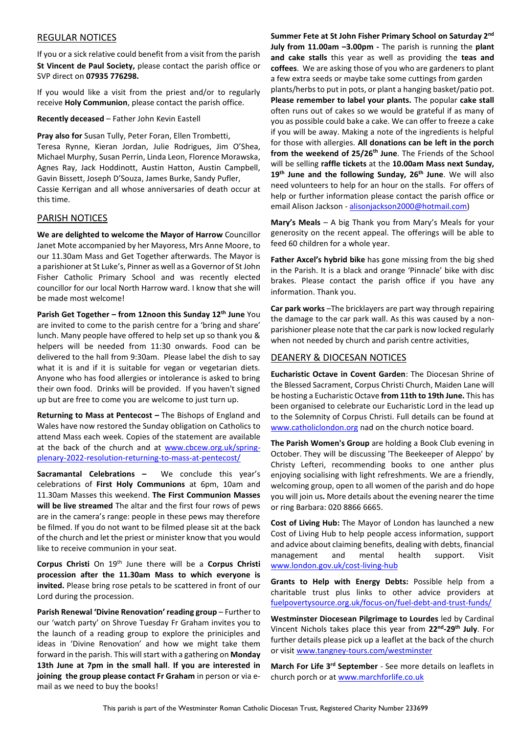## REGULAR NOTICES

If you or a sick relative could benefit from a visit from the parish **St Vincent de Paul Society,** please contact the parish office or SVP direct on **07935 776298.**

If you would like a visit from the priest and/or to regularly receive **Holy Communion**, please contact the parish office.

**Recently deceased** – Father John Kevin Eastell

**Pray also for** Susan Tully, Peter Foran, Ellen Trombetti, Teresa Rynne, Kieran Jordan, Julie Rodrigues, Jim O'Shea, Michael Murphy, Susan Perrin, Linda Leon, Florence Morawska, Agnes Ray, Jack Hoddinott, Austin Hatton, Austin Campbell, Gavin Bissett, Joseph D'Souza, James Burke, Sandy Pufler, Cassie Kerrigan and all whose anniversaries of death occur at this time.

## PARISH NOTICES

**We are delighted to welcome the Mayor of Harrow** Councillor Janet Mote accompanied by her Mayoress, Mrs Anne Moore, to our 11.30am Mass and Get Together afterwards. The Mayor is a parishioner at St Luke's, Pinner as well as a Governor of St John Fisher Catholic Primary School and was recently elected councillor for our local North Harrow ward. I know that she will be made most welcome!

**Parish Get Together – from 12noon this Sunday 12th June** You are invited to come to the parish centre for a 'bring and share' lunch. Many people have offered to help set up so thank you & helpers will be needed from 11:30 onwards. Food can be delivered to the hall from 9:30am. Please label the dish to say what it is and if it is suitable for vegan or vegetarian diets. Anyone who has food allergies or intolerance is asked to bring their own food. Drinks will be provided. If you haven't signed up but are free to come you are welcome to just turn up.

**Returning to Mass at Pentecost –** The Bishops of England and Wales have now restored the Sunday obligation on Catholics to attend Mass each week. Copies of the statement are available at the back of the church and at www.cbcew.org.uk/spring-plenary-2022-resolution-returning-to-mass-at-pentecost/

**Sacramantal Celebrations –** We conclude this year's celebrations of **First Holy Communions** at 6pm, 10am and 11.30am Masses this weekend. **The First Communion Masses will be live streamed** The altar and the first four rows of pews are in the camera's range: people in these pews may therefore be filmed. If you do not want to be filmed please sit at the back of the church and let the priest or minister know that you would like to receive communion in your seat.

**Corpus Christi** On 19th June there will be a **Corpus Christi procession after the 11.30am Mass to which everyone is invited.** Please bring rose petals to be scattered in front of our Lord during the procession.

**Parish Renewal 'Divine Renovation' reading group** – Further to our 'watch party' on Shrove Tuesday Fr Graham invites you to the launch of a reading group to explore the priniciples and ideas in 'Divine Renovation' and how we might take them forward in the parish. This will start with a gathering on **Monday 13th June at 7pm in the small hall**. **If you are interested in joining the group please contact Fr Graham** in person or via e-mail as we need to buy the books!

**Summer Fete at St John Fisher Primary School on Saturday 2nd July from 11.00am –3.00pm -** The parish is running the **plant and cake stalls** this year as well as providing the **teas and coffees**. We are asking those of you who are gardeners to plant a few extra seeds or maybe take some cuttings from garden plants/herbs to put in pots, or plant a hanging basket/patio pot. **Please remember to label your plants.** The popular **cake stall** often runs out of cakes so we would be grateful if as many of you as possible could bake a cake. We can offer to freeze a cake if you will be away. Making a note of the ingredients is helpful for those with allergies. **All donations can be left in the porch from the weekend of 25/26th June**. The Friends of the School will be selling **raffle tickets** at the **10.00am Mass next Sunday, 19th June and the following Sunday, 26th June**. We will also need volunteers to help for an hour on the stalls. For offers of help or further information please contact the parish office or email Alison Jackson - alisonjackson2000@hotmail.com)

**Mary's Meals** – A big Thank you from Mary's Meals for your generosity on the recent appeal. The offerings will be able to feed 60 children for a whole year.

**Father Axcel's hybrid bike** has gone missing from the big shed in the Parish. It is a black and orange 'Pinnacle' bike with disc brakes. Please contact the parish office if you have any information. Thank you.

**Car park works** –The bricklayers are part way through repairing the damage to the car park wall. As this was caused by a non-parishioner please note that the car park is now locked regularly when not needed by church and parish centre activities,

## DEANERY & DIOCESAN NOTICES

**Eucharistic Octave in Covent Garden**: The Diocesan Shrine of the Blessed Sacrament, Corpus Christi Church, Maiden Lane will be hosting a Eucharistic Octave **from 11th to 19th June.** This has been organised to celebrate our Eucharistic Lord in the lead up to the Solemnity of Corpus Christi. Full details can be found at www.catholiclondon.org nad on the church notice board.

**The Parish Women's Group** are holding a Book Club evening in October. They will be discussing 'The Beekeeper of Aleppo' by Christy Lefteri, recommending books to one anther plus enjoying socialising with light refreshments. We are a friendly, welcoming group, open to all women of the parish and do hope you will join us**.** More details about the evening nearer the time or ring Barbara: 020 8866 6665.

**Cost of Living Hub:** The Mayor of London has launched a new Cost of Living Hub to help people access information, support and advice about claiming benefits, dealing with debts, financial management and mental health support. Visit www.london.gov.uk/cost-living-hub

**Grants to Help with Energy Debts:** Possible help from a charitable trust plus links to other advice providers at fuelpovertysource.org.uk/focus-on/fuel-debt-and-trust-funds/

**Westminster Diocesean Pilgrimage to Lourdes** led by Cardinal Vincent Nichols takes place this year from **22nd-29th July**. For further details please pick up a leaflet at the back of the church or visit www.tangney-tours.com/westminster

**March For Life 3rd September** - See more details on leaflets in church porch or at www.marchforlife.co.uk

This parish is part of the Westminster Roman Catholic Diocesan Trust, Registered Charity Number 233699